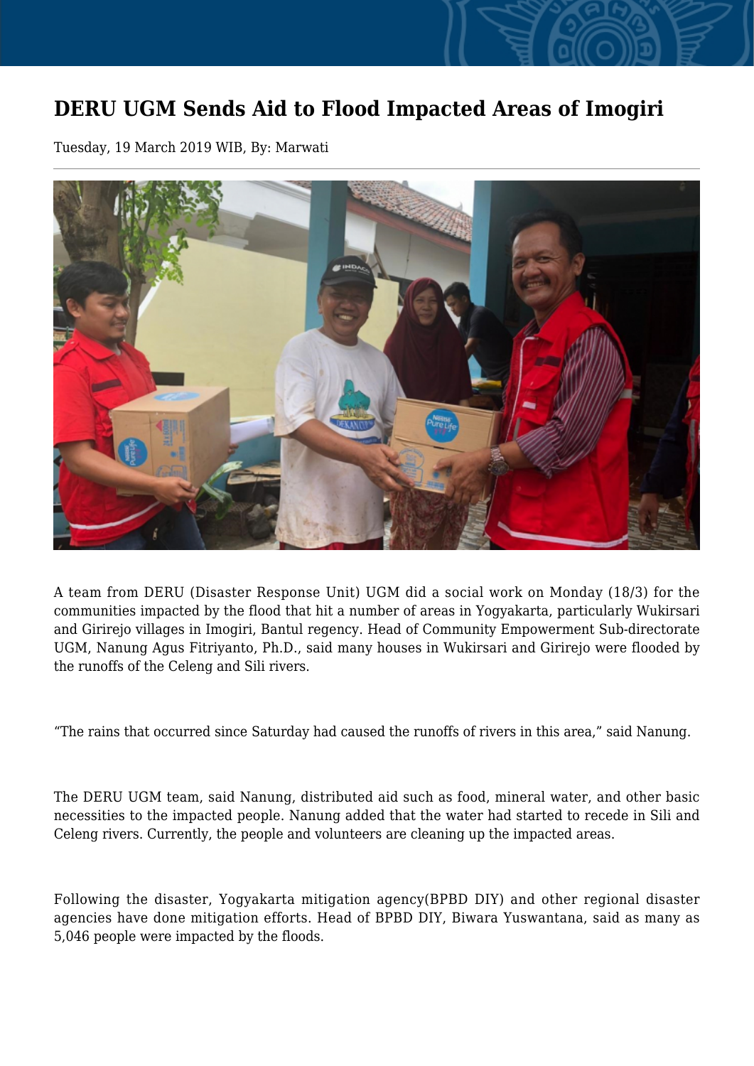# DERU UGM Sends Aid to Flood Impacted Areas of Imogiri

Tuesday, 19 March 2019 WIB, By: Marwati

A team from DERU (Disaster Response Unit) UGM did a social work on Monday (18/3) for the communities impacted by the flood that hit a number of areas in Yogyakarta, particularly Wukirsari and Girirejo villages in Imogiri, Bantul regency. Head of Community Empowerment Sub-directorate UGM, Nanung Agus Fitriyanto, Ph.D., said many houses in Wukirsari and Girirejo were flooded by the runoffs of the Celeng and Sili rivers.

"The rains that occurred since Saturday had caused the runoffs of rivers in this area," said Nanung.

The DERU UGM team, said Nanung, distributed aid such as food, mineral water, and other basic necessities to the impacted people. Nanung added that the water had started to recede in Sili and Celeng rivers. Currently, the people and volunteers are cleaning up the impacted areas.

Following the disaster, Yogyakarta mitigation agency(BPBD DIY) and other regional disaster agencies have done mitigation efforts. Head of BPBD DIY, Biwara Yuswantana, said as many as 5,046 people were impacted by the floods.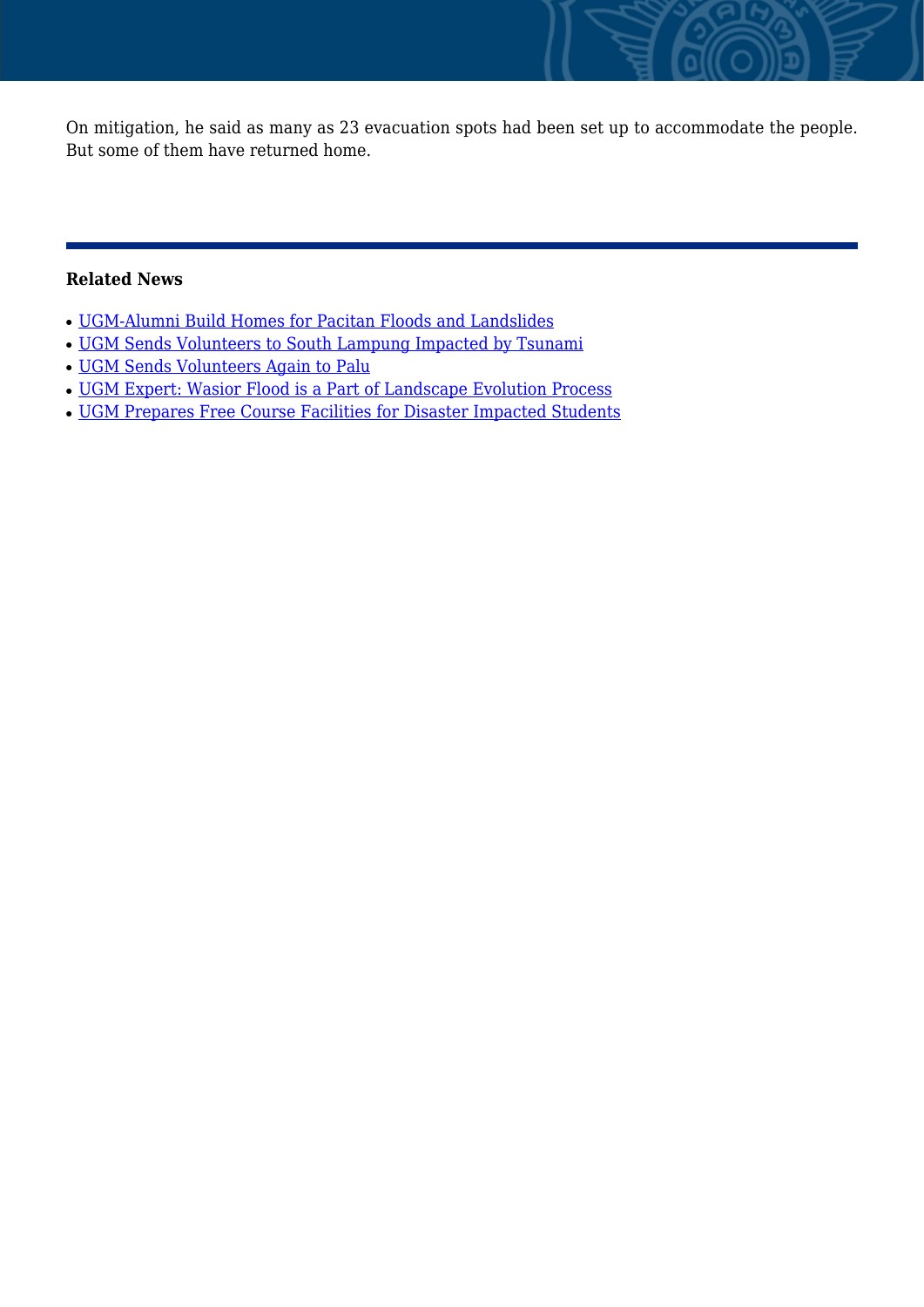On mitigation, he said as many as 23 evacuation spots had been set up to accommodate the people. But some of them have returned home.

---

**Related News**

- UGM-Alumni Build Homes for Pacitan Floods and Landslides
- UGM Sends Volunteers to South Lampung Impacted by Tsunami
- UGM Sends Volunteers Again to Palu
- UGM Expert: Wasior Flood is a Part of Landscape Evolution Process
- UGM Prepares Free Course Facilities for Disaster Impacted Students